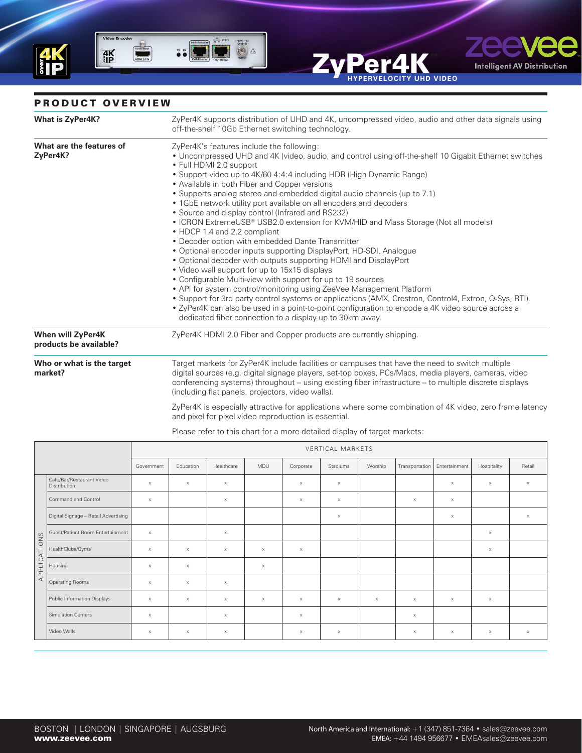# ZyPer4K

HYPERVELOCITY UHD VIDEO

## PRODUCT OVERVIEW

**What is ZyPer4K?**

ZyPer4K supports distribution of UHD and 4K, uncompressed video, audio and other data signals using off-the-shelf 10Gb Ethernet switching technology.

**What are the features of ZyPer4K?**

ZyPer4K's features include the following:

- Uncompressed UHD and 4K (video, audio, and control using off-the-shelf 10 Gigabit Ethernet switches
- Full HDMI 2.0 support
- Support video up to 4K/60 4:4:4 including HDR (High Dynamic Range)
- Available in both Fiber and Copper versions
- Supports analog stereo and embedded digital audio channels (up to 7.1)
- 1GbE network utility port available on all encoders and decoders
- Source and display control (Infrared and RS232)
- ICRON ExtremeUSB® USB2.0 extension for KVM/HID and Mass Storage (Not all models)
- HDCP 1.4 and 2.2 compliant
- Decoder option with embedded Dante Transmitter
- Optional encoder inputs supporting DisplayPort, HD-SDI, Analogue
- Optional decoder with outputs supporting HDMI and DisplayPort
- Video wall support for up to 15x15 displays
- Configurable Multi-view with support for up to 19 sources
- API for system control/monitoring using ZeeVee Management Platform
- Support for 3rd party control systems or applications (AMX, Crestron, Control4, Extron, Q-Sys, RTI).
- ZyPer4K can also be used in a point-to-point configuration to encode a 4K video source across a dedicated fiber connection to a display up to 30km away.

**When will ZyPer4K products be available?**

ZyPer4K HDMI 2.0 Fiber and Copper products are currently shipping.

**Who or what is the target market?**

Target markets for ZyPer4K include facilities or campuses that have the need to switch multiple digital sources (e.g. digital signage players, set-top boxes, PCs/Macs, media players, cameras, video conferencing systems) throughout – using existing fiber infrastructure – to multiple discrete displays (including flat panels, projectors, video walls).

ZyPer4K is especially attractive for applications where some combination of 4K video, zero frame latency and pixel for pixel video reproduction is essential.

Please refer to this chart for a more detailed display of target markets:

| APPLICATIONS | VERTICAL MARKETS | | | | | | | | | | |
|---|---|---|---|---|---|---|---|---|---|---|---|
| | Government | Education | Healthcare | MDU | Corporate | Stadiums | Worship | Transportation | Entertainment | Hospitality | Retail |
| Café/Bar/Restaurant Video Distribution | x | x | x | | x | x | | | x | x | x |
| Command and Control | x | | x | | x | x | | x | x | | |
| Digital Signage – Retail Advertising | | | | | | x | | | x | | x |
| Guest/Patient Room Entertainment | x | | x | | | | | | | x | |
| HealthClubs/Gyms | x | x | x | x | x | | | | | x | |
| Housing | x | x | | x | | | | | | | |
| Operating Rooms | x | x | x | | | | | | | | |
| Public Information Displays | x | x | x | x | x | x | x | x | x | x | |
| Simulation Centers | x | | x | | x | | | x | | | |
| Video Walls | x | x | x | | x | x | | x | x | x | x |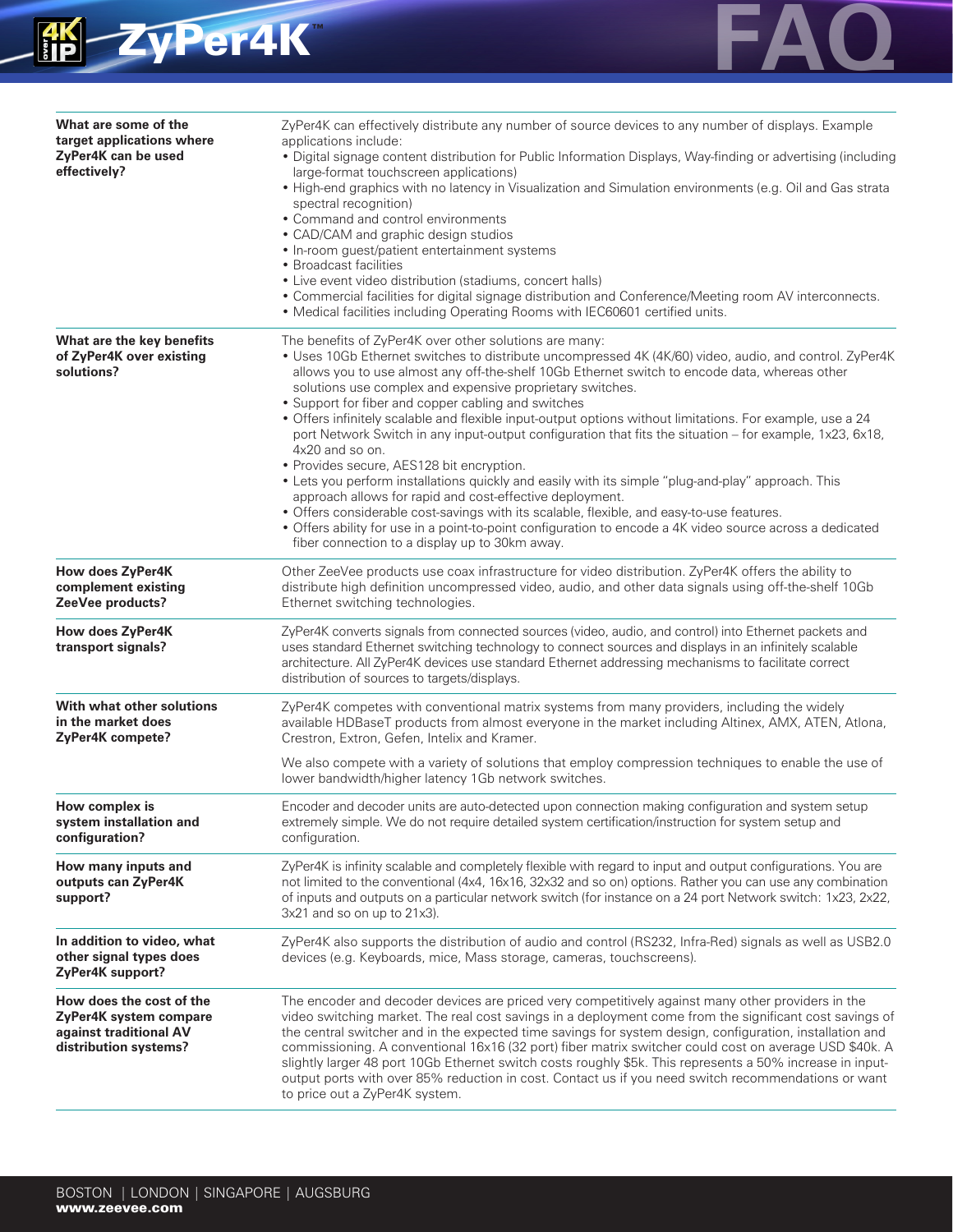| Question | Answer |
|---|---|
| **What are some of the target applications where ZyPer4K can be used effectively?** | ZyPer4K can effectively distribute any number of source devices to any number of displays. Example applications include:<br>• Digital signage content distribution for Public Information Displays, Way-finding or advertising (including large-format touchscreen applications)<br>• High-end graphics with no latency in Visualization and Simulation environments (e.g. Oil and Gas strata spectral recognition)<br>• Command and control environments<br>• CAD/CAM and graphic design studios<br>• In-room guest/patient entertainment systems<br>• Broadcast facilities<br>• Live event video distribution (stadiums, concert halls)<br>• Commercial facilities for digital signage distribution and Conference/Meeting room AV interconnects.<br>• Medical facilities including Operating Rooms with IEC60601 certified units. |
| **What are the key benefits of ZyPer4K over existing solutions?** | The benefits of ZyPer4K over other solutions are many:<br>• Uses 10Gb Ethernet switches to distribute uncompressed 4K (4K/60) video, audio, and control. ZyPer4K allows you to use almost any off-the-shelf 10Gb Ethernet switch to encode data, whereas other solutions use complex and expensive proprietary switches.<br>• Support for fiber and copper cabling and switches<br>• Offers infinitely scalable and flexible input-output options without limitations. For example, use a 24 port Network Switch in any input-output configuration that fits the situation – for example, 1x23, 6x18, 4x20 and so on.<br>• Provides secure, AES128 bit encryption.<br>• Lets you perform installations quickly and easily with its simple "plug-and-play" approach. This approach allows for rapid and cost-effective deployment.<br>• Offers considerable cost-savings with its scalable, flexible, and easy-to-use features.<br>• Offers ability for use in a point-to-point configuration to encode a 4K video source across a dedicated fiber connection to a display up to 30km away. |
| **How does ZyPer4K complement existing ZeeVee products?** | Other ZeeVee products use coax infrastructure for video distribution. ZyPer4K offers the ability to distribute high definition uncompressed video, audio, and other data signals using off-the-shelf 10Gb Ethernet switching technologies. |
| **How does ZyPer4K transport signals?** | ZyPer4K converts signals from connected sources (video, audio, and control) into Ethernet packets and uses standard Ethernet switching technology to connect sources and displays in an infinitely scalable architecture. All ZyPer4K devices use standard Ethernet addressing mechanisms to facilitate correct distribution of sources to targets/displays. |
| **With what other solutions in the market does ZyPer4K compete?** | ZyPer4K competes with conventional matrix systems from many providers, including the widely available HDBaseT products from almost everyone in the market including Altinex, AMX, ATEN, Atlona, Crestron, Extron, Gefen, Intelix and Kramer.<br><br>We also compete with a variety of solutions that employ compression techniques to enable the use of lower bandwidth/higher latency 1Gb network switches. |
| **How complex is system installation and configuration?** | Encoder and decoder units are auto-detected upon connection making configuration and system setup extremely simple. We do not require detailed system certification/instruction for system setup and configuration. |
| **How many inputs and outputs can ZyPer4K support?** | ZyPer4K is infinity scalable and completely flexible with regard to input and output configurations. You are not limited to the conventional (4x4, 16x16, 32x32 and so on) options. Rather you can use any combination of inputs and outputs on a particular network switch (for instance on a 24 port Network switch: 1x23, 2x22, 3x21 and so on up to 21x3). |
| **In addition to video, what other signal types does ZyPer4K support?** | ZyPer4K also supports the distribution of audio and control (RS232, Infra-Red) signals as well as USB2.0 devices (e.g. Keyboards, mice, Mass storage, cameras, touchscreens). |
| **How does the cost of the ZyPer4K system compare against traditional AV distribution systems?** | The encoder and decoder devices are priced very competitively against many other providers in the video switching market. The real cost savings in a deployment come from the significant cost savings of the central switcher and in the expected time savings for system design, configuration, installation and commissioning. A conventional 16x16 (32 port) fiber matrix switcher could cost on average USD $40k. A slightly larger 48 port 10Gb Ethernet switch costs roughly $5k. This represents a 50% increase in input-output ports with over 85% reduction in cost. Contact us if you need switch recommendations or want to price out a ZyPer4K system. |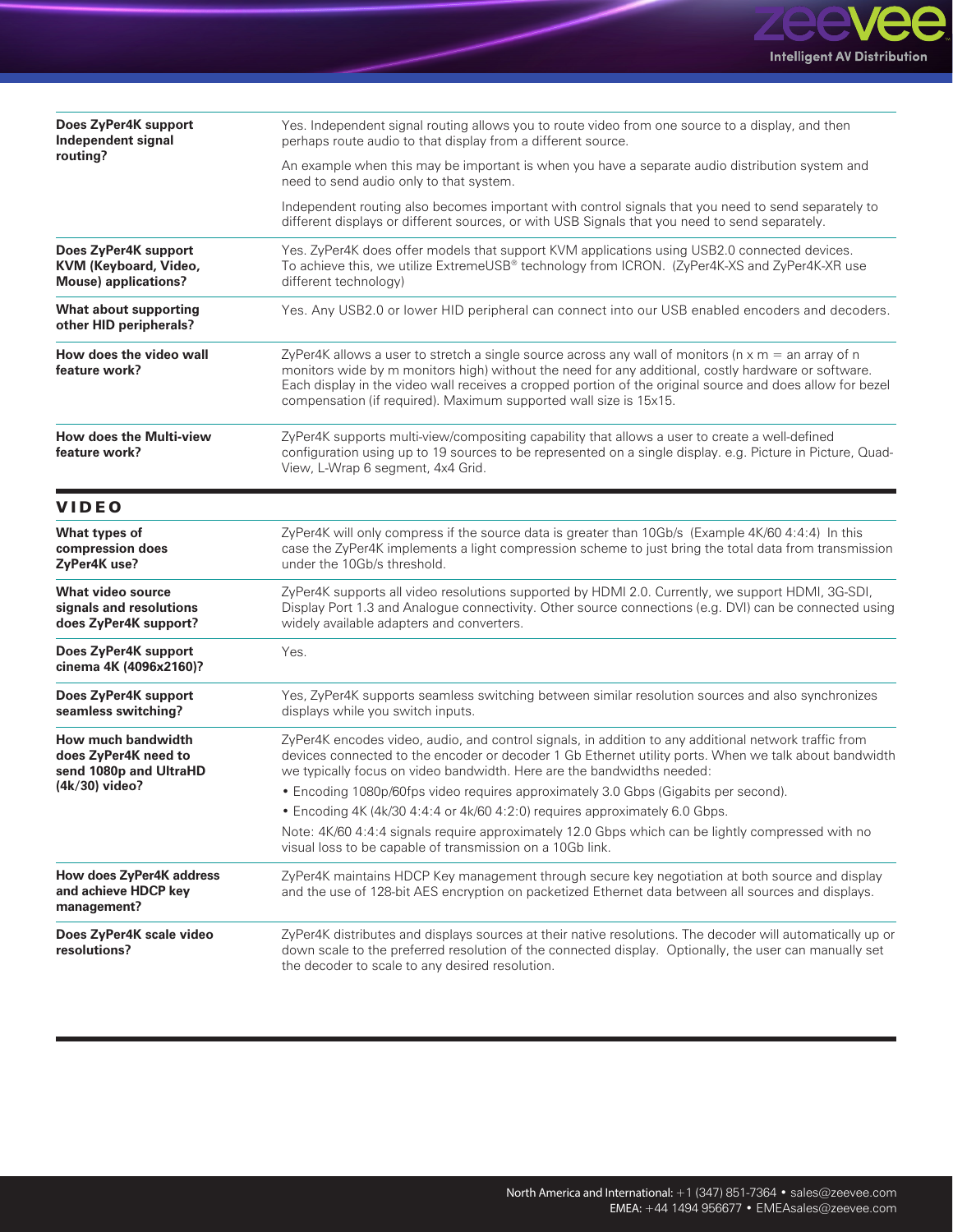| | |
|---|---|
| **Does ZyPer4K support Independent signal routing?** | Yes. Independent signal routing allows you to route video from one source to a display, and then perhaps route audio to that display from a different source.<br><br>An example when this may be important is when you have a separate audio distribution system and need to send audio only to that system.<br><br>Independent routing also becomes important with control signals that you need to send separately to different displays or different sources, or with USB Signals that you need to send separately. |
| **Does ZyPer4K support KVM (Keyboard, Video, Mouse) applications?** | Yes. ZyPer4K does offer models that support KVM applications using USB2.0 connected devices. To achieve this, we utilize ExtremeUSB® technology from ICRON. (ZyPer4K-XS and ZyPer4K-XR use different technology) |
| **What about supporting other HID peripherals?** | Yes. Any USB2.0 or lower HID peripheral can connect into our USB enabled encoders and decoders. |
| **How does the video wall feature work?** | ZyPer4K allows a user to stretch a single source across any wall of monitors (n x m = an array of n monitors wide by m monitors high) without the need for any additional, costly hardware or software. Each display in the video wall receives a cropped portion of the original source and does allow for bezel compensation (if required). Maximum supported wall size is 15x15. |
| **How does the Multi-view feature work?** | ZyPer4K supports multi-view/compositing capability that allows a user to create a well-defined configuration using up to 19 sources to be represented on a single display. e.g. Picture in Picture, Quad-View, L-Wrap 6 segment, 4x4 Grid. |

## VIDEO

| | |
|---|---|
| **What types of compression does ZyPer4K use?** | ZyPer4K will only compress if the source data is greater than 10Gb/s (Example 4K/60 4:4:4) In this case the ZyPer4K implements a light compression scheme to just bring the total data from transmission under the 10Gb/s threshold. |
| **What video source signals and resolutions does ZyPer4K support?** | ZyPer4K supports all video resolutions supported by HDMI 2.0. Currently, we support HDMI, 3G-SDI, Display Port 1.3 and Analogue connectivity. Other source connections (e.g. DVI) can be connected using widely available adapters and converters. |
| **Does ZyPer4K support cinema 4K (4096x2160)?** | Yes. |
| **Does ZyPer4K support seamless switching?** | Yes, ZyPer4K supports seamless switching between similar resolution sources and also synchronizes displays while you switch inputs. |
| **How much bandwidth does ZyPer4K need to send 1080p and UltraHD (4k/30) video?** | ZyPer4K encodes video, audio, and control signals, in addition to any additional network traffic from devices connected to the encoder or decoder 1 Gb Ethernet utility ports. When we talk about bandwidth we typically focus on video bandwidth. Here are the bandwidths needed:<br>• Encoding 1080p/60fps video requires approximately 3.0 Gbps (Gigabits per second).<br>• Encoding 4K (4k/30 4:4:4 or 4k/60 4:2:0) requires approximately 6.0 Gbps.<br><br>Note: 4K/60 4:4:4 signals require approximately 12.0 Gbps which can be lightly compressed with no visual loss to be capable of transmission on a 10Gb link. |
| **How does ZyPer4K address and achieve HDCP key management?** | ZyPer4K maintains HDCP Key management through secure key negotiation at both source and display and the use of 128-bit AES encryption on packetized Ethernet data between all sources and displays. |
| **Does ZyPer4K scale video resolutions?** | ZyPer4K distributes and displays sources at their native resolutions. The decoder will automatically up or down scale to the preferred resolution of the connected display. Optionally, the user can manually set the decoder to scale to any desired resolution. |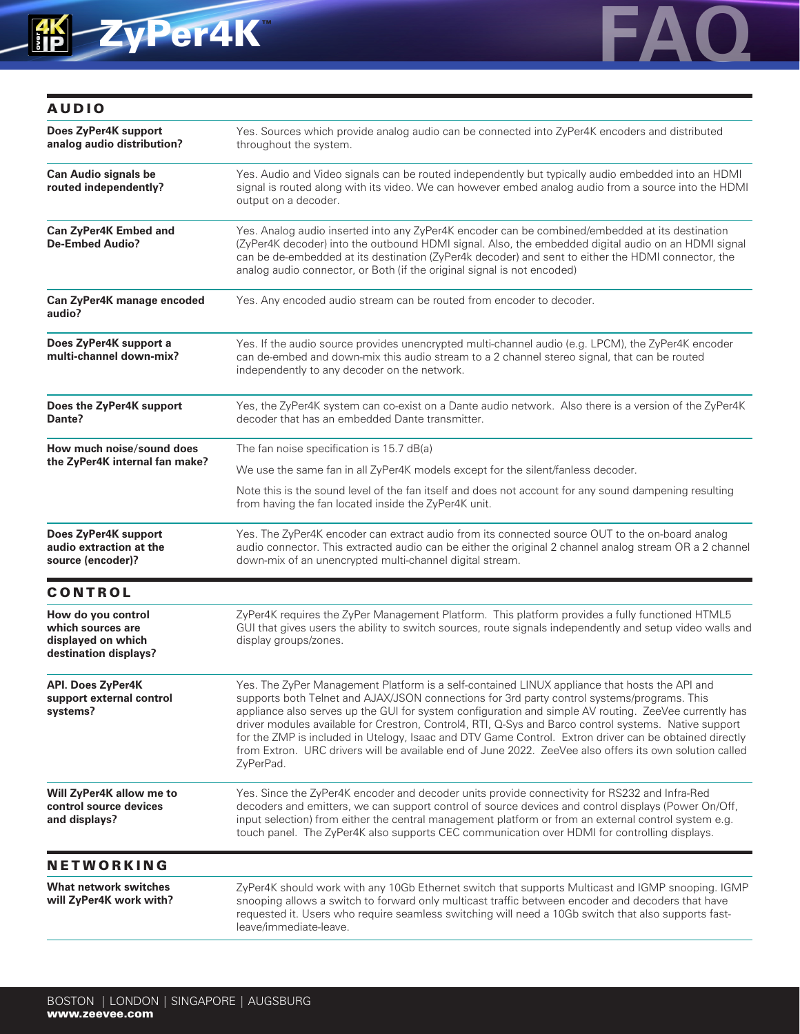## AUDIO

| Question | Answer |
|---|---|
| **Does ZyPer4K support analog audio distribution?** | Yes. Sources which provide analog audio can be connected into ZyPer4K encoders and distributed throughout the system. |
| **Can Audio signals be routed independently?** | Yes. Audio and Video signals can be routed independently but typically audio embedded into an HDMI signal is routed along with its video. We can however embed analog audio from a source into the HDMI output on a decoder. |
| **Can ZyPer4K Embed and De-Embed Audio?** | Yes. Analog audio inserted into any ZyPer4K encoder can be combined/embedded at its destination (ZyPer4K decoder) into the outbound HDMI signal. Also, the embedded digital audio on an HDMI signal can be de-embedded at its destination (ZyPer4k decoder) and sent to either the HDMI connector, the analog audio connector, or Both (if the original signal is not encoded) |
| **Can ZyPer4K manage encoded audio?** | Yes. Any encoded audio stream can be routed from encoder to decoder. |
| **Does ZyPer4K support a multi-channel down-mix?** | Yes. If the audio source provides unencrypted multi-channel audio (e.g. LPCM), the ZyPer4K encoder can de-embed and down-mix this audio stream to a 2 channel stereo signal, that can be routed independently to any decoder on the network. |
| **Does the ZyPer4K support Dante?** | Yes, the ZyPer4K system can co-exist on a Dante audio network. Also there is a version of the ZyPer4K decoder that has an embedded Dante transmitter. |
| **How much noise/sound does the ZyPer4K internal fan make?** | The fan noise specification is 15.7 dB(a)<br><br>We use the same fan in all ZyPer4K models except for the silent/fanless decoder.<br><br>Note this is the sound level of the fan itself and does not account for any sound dampening resulting from having the fan located inside the ZyPer4K unit. |
| **Does ZyPer4K support audio extraction at the source (encoder)?** | Yes. The ZyPer4K encoder can extract audio from its connected source OUT to the on-board analog audio connector. This extracted audio can be either the original 2 channel analog stream OR a 2 channel down-mix of an unencrypted multi-channel digital stream. |

## CONTROL

| Question | Answer |
|---|---|
| **How do you control which sources are displayed on which destination displays?** | ZyPer4K requires the ZyPer Management Platform. This platform provides a fully functioned HTML5 GUI that gives users the ability to switch sources, route signals independently and setup video walls and display groups/zones. |
| **API. Does ZyPer4K support external control systems?** | Yes. The ZyPer Management Platform is a self-contained LINUX appliance that hosts the API and supports both Telnet and AJAX/JSON connections for 3rd party control systems/programs. This appliance also serves up the GUI for system configuration and simple AV routing. ZeeVee currently has driver modules available for Crestron, Control4, RTI, Q-Sys and Barco control systems. Native support for the ZMP is included in Utelogy, Isaac and DTV Game Control. Extron driver can be obtained directly from Extron. URC drivers will be available end of June 2022. ZeeVee also offers its own solution called ZyPerPad. |
| **Will ZyPer4K allow me to control source devices and displays?** | Yes. Since the ZyPer4K encoder and decoder units provide connectivity for RS232 and Infra-Red decoders and emitters, we can support control of source devices and control displays (Power On/Off, input selection) from either the central management platform or from an external control system e.g. touch panel. The ZyPer4K also supports CEC communication over HDMI for controlling displays. |

## NETWORKING

| Question | Answer |
|---|---|
| **What network switches will ZyPer4K work with?** | ZyPer4K should work with any 10Gb Ethernet switch that supports Multicast and IGMP snooping. IGMP snooping allows a switch to forward only multicast traffic between encoder and decoders that have requested it. Users who require seamless switching will need a 10Gb switch that also supports fast-leave/immediate-leave. |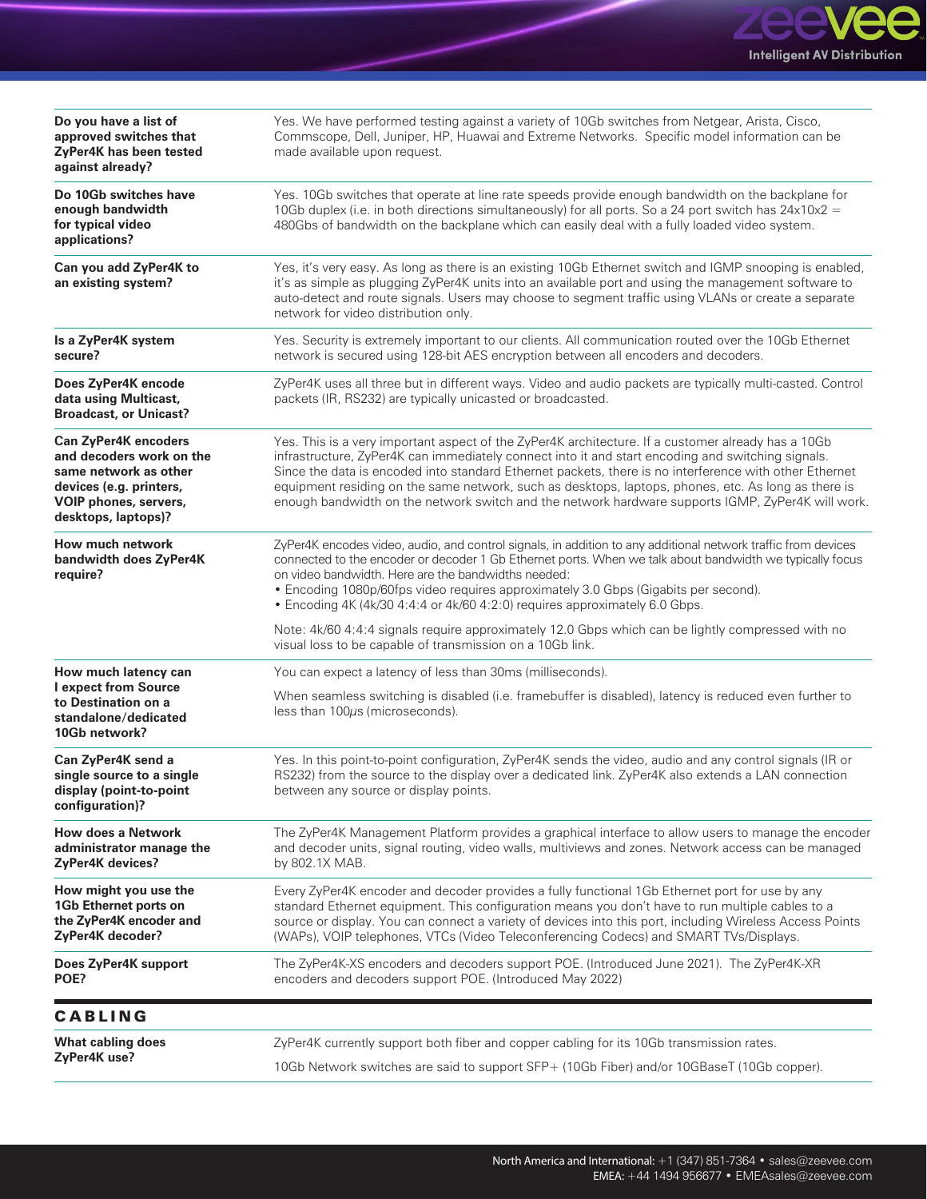| | |
|---|---|
| **Do you have a list of approved switches that ZyPer4K has been tested against already?** | Yes. We have performed testing against a variety of 10Gb switches from Netgear, Arista, Cisco, Commscope, Dell, Juniper, HP, Huawai and Extreme Networks. Specific model information can be made available upon request. |
| **Do 10Gb switches have enough bandwidth for typical video applications?** | Yes. 10Gb switches that operate at line rate speeds provide enough bandwidth on the backplane for 10Gb duplex (i.e. in both directions simultaneously) for all ports. So a 24 port switch has 24x10x2 = 480Gbs of bandwidth on the backplane which can easily deal with a fully loaded video system. |
| **Can you add ZyPer4K to an existing system?** | Yes, it's very easy. As long as there is an existing 10Gb Ethernet switch and IGMP snooping is enabled, it's as simple as plugging ZyPer4K units into an available port and using the management software to auto-detect and route signals. Users may choose to segment traffic using VLANs or create a separate network for video distribution only. |
| **Is a ZyPer4K system secure?** | Yes. Security is extremely important to our clients. All communication routed over the 10Gb Ethernet network is secured using 128-bit AES encryption between all encoders and decoders. |
| **Does ZyPer4K encode data using Multicast, Broadcast, or Unicast?** | ZyPer4K uses all three but in different ways. Video and audio packets are typically multi-casted. Control packets (IR, RS232) are typically unicasted or broadcasted. |
| **Can ZyPer4K encoders and decoders work on the same network as other devices (e.g. printers, VOIP phones, servers, desktops, laptops)?** | Yes. This is a very important aspect of the ZyPer4K architecture. If a customer already has a 10Gb infrastructure, ZyPer4K can immediately connect into it and start encoding and switching signals. Since the data is encoded into standard Ethernet packets, there is no interference with other Ethernet equipment residing on the same network, such as desktops, laptops, phones, etc. As long as there is enough bandwidth on the network switch and the network hardware supports IGMP, ZyPer4K will work. |
| **How much network bandwidth does ZyPer4K require?** | ZyPer4K encodes video, audio, and control signals, in addition to any additional network traffic from devices connected to the encoder or decoder 1 Gb Ethernet ports. When we talk about bandwidth we typically focus on video bandwidth. Here are the bandwidths needed:<br>• Encoding 1080p/60fps video requires approximately 3.0 Gbps (Gigabits per second).<br>• Encoding 4K (4k/30 4:4:4 or 4k/60 4:2:0) requires approximately 6.0 Gbps.<br><br>Note: 4k/60 4:4:4 signals require approximately 12.0 Gbps which can be lightly compressed with no visual loss to be capable of transmission on a 10Gb link. |
| **How much latency can I expect from Source to Destination on a standalone/dedicated 10Gb network?** | You can expect a latency of less than 30ms (milliseconds).<br><br>When seamless switching is disabled (i.e. framebuffer is disabled), latency is reduced even further to less than 100$\mu$s (microseconds). |
| **Can ZyPer4K send a single source to a single display (point-to-point configuration)?** | Yes. In this point-to-point configuration, ZyPer4K sends the video, audio and any control signals (IR or RS232) from the source to the display over a dedicated link. ZyPer4K also extends a LAN connection between any source or display points. |
| **How does a Network administrator manage the ZyPer4K devices?** | The ZyPer4K Management Platform provides a graphical interface to allow users to manage the encoder and decoder units, signal routing, video walls, multiviews and zones. Network access can be managed by 802.1X MAB. |
| **How might you use the 1Gb Ethernet ports on the ZyPer4K encoder and ZyPer4K decoder?** | Every ZyPer4K encoder and decoder provides a fully functional 1Gb Ethernet port for use by any standard Ethernet equipment. This configuration means you don't have to run multiple cables to a source or display. You can connect a variety of devices into this port, including Wireless Access Points (WAPs), VOIP telephones, VTCs (Video Teleconferencing Codecs) and SMART TVs/Displays. |
| **Does ZyPer4K support POE?** | The ZyPer4K-XS encoders and decoders support POE. (Introduced June 2021). The ZyPer4K-XR encoders and decoders support POE. (Introduced May 2022) |

## CABLING

| | |
|---|---|
| **What cabling does ZyPer4K use?** | ZyPer4K currently support both fiber and copper cabling for its 10Gb transmission rates.<br><br>10Gb Network switches are said to support SFP+ (10Gb Fiber) and/or 10GBaseT (10Gb copper). |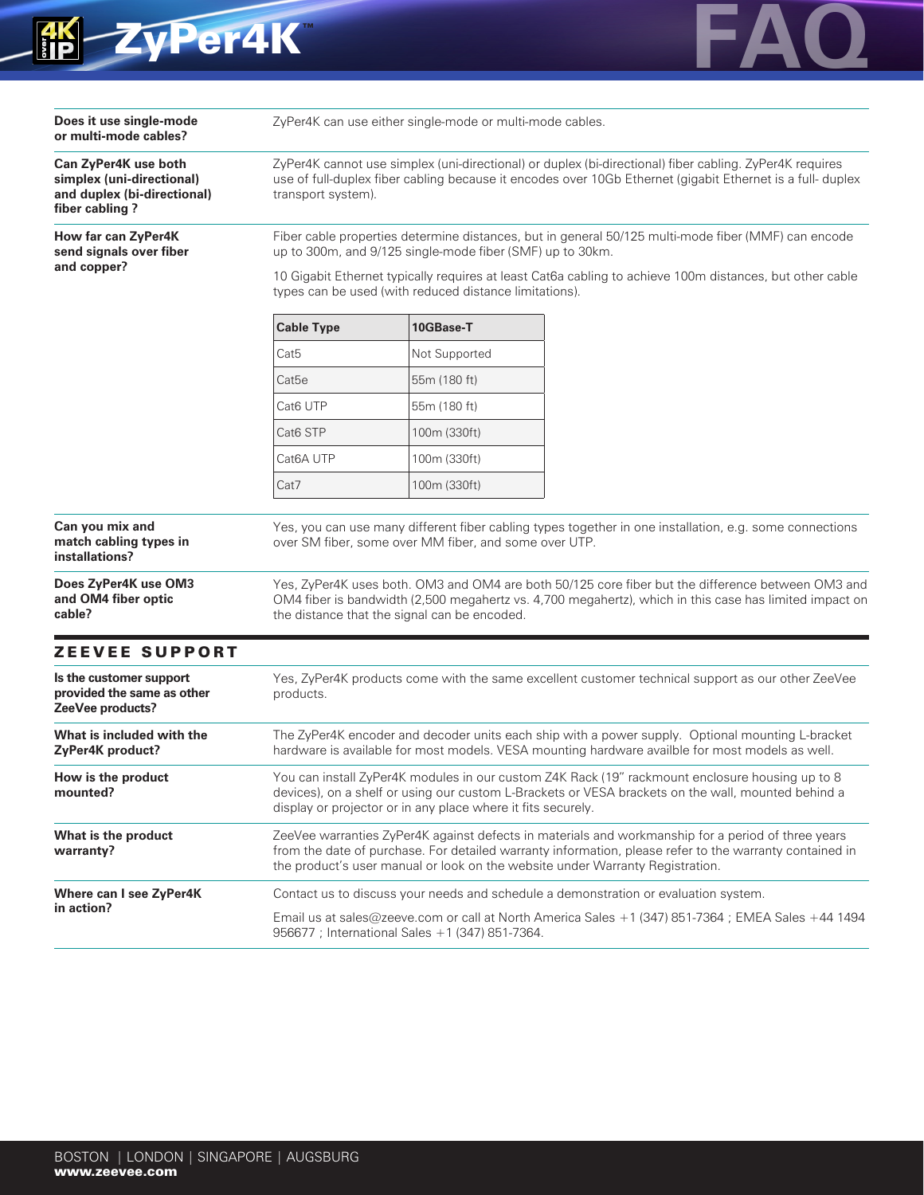**Does it use single-mode or multi-mode cables?**

ZyPer4K can use either single-mode or multi-mode cables.

**Can ZyPer4K use both simplex (uni-directional) and duplex (bi-directional) fiber cabling ?**

ZyPer4K cannot use simplex (uni-directional) or duplex (bi-directional) fiber cabling. ZyPer4K requires use of full-duplex fiber cabling because it encodes over 10Gb Ethernet (gigabit Ethernet is a full- duplex transport system).

**How far can ZyPer4K send signals over fiber and copper?**

Fiber cable properties determine distances, but in general 50/125 multi-mode fiber (MMF) can encode up to 300m, and 9/125 single-mode fiber (SMF) up to 30km.

10 Gigabit Ethernet typically requires at least Cat6a cabling to achieve 100m distances, but other cable types can be used (with reduced distance limitations).

| Cable Type | 10GBase-T |
|---|---|
| Cat5 | Not Supported |
| Cat5e | 55m (180 ft) |
| Cat6 UTP | 55m (180 ft) |
| Cat6 STP | 100m (330ft) |
| Cat6A UTP | 100m (330ft) |
| Cat7 | 100m (330ft) |

**Can you mix and match cabling types in installations?**

Yes, you can use many different fiber cabling types together in one installation, e.g. some connections over SM fiber, some over MM fiber, and some over UTP.

**Does ZyPer4K use OM3 and OM4 fiber optic cable?**

Yes, ZyPer4K uses both. OM3 and OM4 are both 50/125 core fiber but the difference between OM3 and OM4 fiber is bandwidth (2,500 megahertz vs. 4,700 megahertz), which in this case has limited impact on the distance that the signal can be encoded.

## ZEEVEE SUPPORT

**Is the customer support provided the same as other ZeeVee products?**

Yes, ZyPer4K products come with the same excellent customer technical support as our other ZeeVee products.

**What is included with the ZyPer4K product?**

The ZyPer4K encoder and decoder units each ship with a power supply. Optional mounting L-bracket hardware is available for most models. VESA mounting hardware availble for most models as well.

**How is the product mounted?**

You can install ZyPer4K modules in our custom Z4K Rack (19" rackmount enclosure housing up to 8 devices), on a shelf or using our custom L-Brackets or VESA brackets on the wall, mounted behind a display or projector or in any place where it fits securely.

**What is the product warranty?**

ZeeVee warranties ZyPer4K against defects in materials and workmanship for a period of three years from the date of purchase. For detailed warranty information, please refer to the warranty contained in the product's user manual or look on the website under Warranty Registration.

**Where can I see ZyPer4K in action?**

Contact us to discuss your needs and schedule a demonstration or evaluation system.

Email us at sales@zeevee.com or call at North America Sales +1 (347) 851-7364 ; EMEA Sales +44 1494 956677 ; International Sales +1 (347) 851-7364.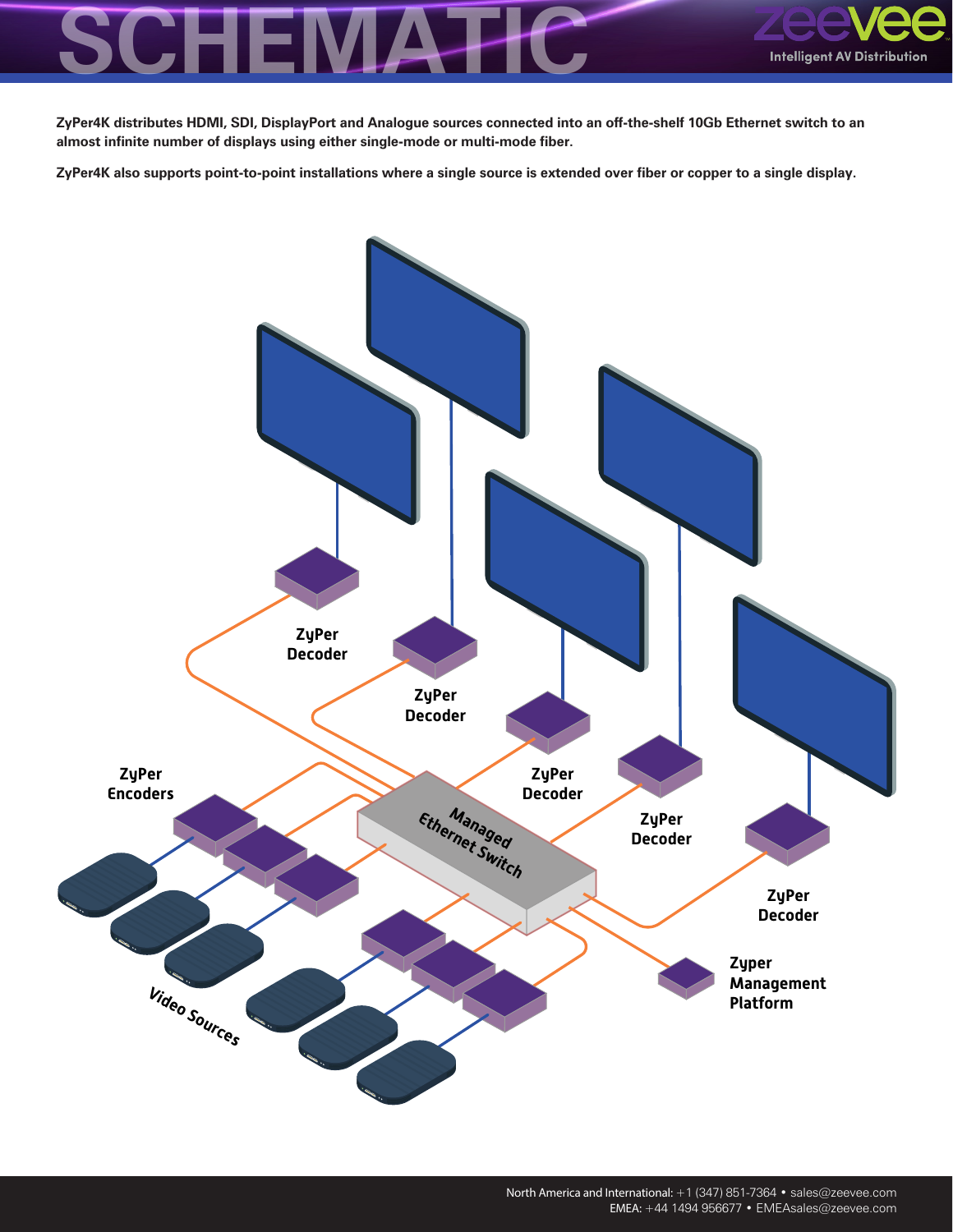# SCHEMATIC

**ZyPer4K distributes HDMI, SDI, DisplayPort and Analogue sources connected into an off-the-shelf 10Gb Ethernet switch to an almost infinite number of displays using either single-mode or multi-mode fiber.**

**ZyPer4K also supports point-to-point installations where a single source is extended over fiber or copper to a single display.**

ZyPer Decoder

ZyPer Decoder

ZyPer Decoder

ZyPer Decoder

ZyPer Decoder

ZyPer Encoders

Managed Ethernet Switch

Video Sources

Zyper Management Platform

North America and International: +1 (347) 851-7364 • sales@zeevee.com
EMEA: +44 1494 956677 • EMEAsales@zeevee.com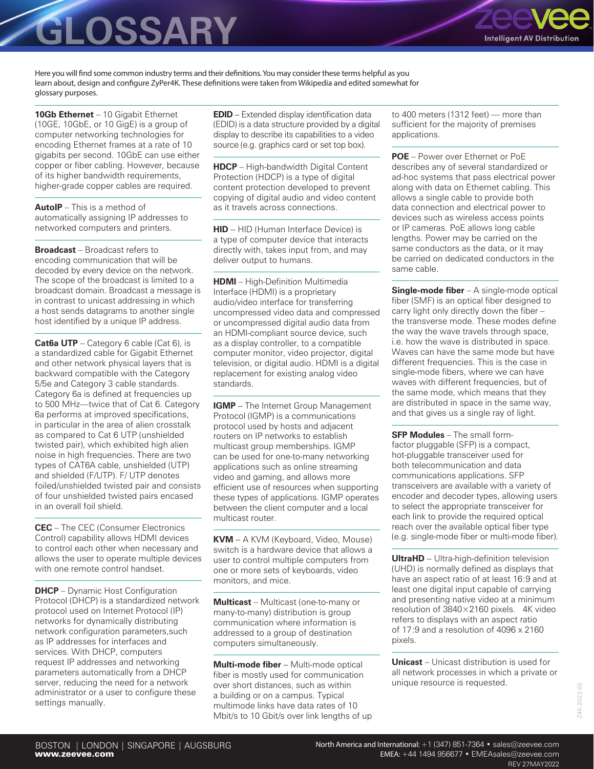# GLOSSARY

Here you will find some common industry terms and their definitions. You may consider these terms helpful as you learn about, design and configure ZyPer4K. These definitions were taken from Wikipedia and edited somewhat for glossary purposes.

**10Gb Ethernet** – 10 Gigabit Ethernet (10GE, 10GbE, or 10 GigE) is a group of computer networking technologies for encoding Ethernet frames at a rate of 10 gigabits per second. 10GbE can use either copper or fiber cabling. However, because of its higher bandwidth requirements, higher-grade copper cables are required.

**AutoIP** – This is a method of automatically assigning IP addresses to networked computers and printers.

**Broadcast** – Broadcast refers to encoding communication that will be decoded by every device on the network. The scope of the broadcast is limited to a broadcast domain. Broadcast a message is in contrast to unicast addressing in which a host sends datagrams to another single host identified by a unique IP address.

**Cat6a UTP** – Category 6 cable (Cat 6), is a standardized cable for Gigabit Ethernet and other network physical layers that is backward compatible with the Category 5/5e and Category 3 cable standards. Category 6a is defined at frequencies up to 500 MHz—twice that of Cat 6. Category 6a performs at improved specifications, in particular in the area of alien crosstalk as compared to Cat 6 UTP (unshielded twisted pair), which exhibited high alien noise in high frequencies. There are two types of CAT6A cable, unshielded (UTP) and shielded (F/UTP). F/ UTP denotes foiled/unshielded twisted pair and consists of four unshielded twisted pairs encased in an overall foil shield.

**CEC** – The CEC (Consumer Electronics Control) capability allows HDMI devices to control each other when necessary and allows the user to operate multiple devices with one remote control handset.

**DHCP** – Dynamic Host Configuration Protocol (DHCP) is a standardized network protocol used on Internet Protocol (IP) networks for dynamically distributing network configuration parameters,such as IP addresses for interfaces and services. With DHCP, computers request IP addresses and networking parameters automatically from a DHCP server, reducing the need for a network administrator or a user to configure these settings manually.

**EDID** – Extended display identification data (EDID) is a data structure provided by a digital display to describe its capabilities to a video source (e.g. graphics card or set top box).

**HDCP** – High-bandwidth Digital Content Protection (HDCP) is a type of digital content protection developed to prevent copying of digital audio and video content as it travels across connections.

**HID** – HID (Human Interface Device) is a type of computer device that interacts directly with, takes input from, and may deliver output to humans.

**HDMI** – High-Definition Multimedia Interface (HDMI) is a proprietary audio/video interface for transferring uncompressed video data and compressed or uncompressed digital audio data from an HDMI-compliant source device, such as a display controller, to a compatible computer monitor, video projector, digital television, or digital audio. HDMI is a digital replacement for existing analog video standards.

**IGMP** – The Internet Group Management Protocol (IGMP) is a communications protocol used by hosts and adjacent routers on IP networks to establish multicast group memberships. IGMP can be used for one-to-many networking applications such as online streaming video and gaming, and allows more efficient use of resources when supporting these types of applications. IGMP operates between the client computer and a local multicast router.

**KVM** – A KVM (Keyboard, Video, Mouse) switch is a hardware device that allows a user to control multiple computers from one or more sets of keyboards, video monitors, and mice.

**Multicast** – Multicast (one-to-many or many-to-many) distribution is group communication where information is addressed to a group of destination computers simultaneously.

**Multi-mode fiber** – Multi-mode optical fiber is mostly used for communication over short distances, such as within a building or on a campus. Typical multimode links have data rates of 10 Mbit/s to 10 Gbit/s over link lengths of up to 400 meters (1312 feet) — more than sufficient for the majority of premises applications.

**POE** – Power over Ethernet or PoE describes any of several standardized or ad-hoc systems that pass electrical power along with data on Ethernet cabling. This allows a single cable to provide both data connection and electrical power to devices such as wireless access points or IP cameras. PoE allows long cable lengths. Power may be carried on the same conductors as the data, or it may be carried on dedicated conductors in the same cable.

**Single-mode fiber** – A single-mode optical fiber (SMF) is an optical fiber designed to carry light only directly down the fiber – the transverse mode. These modes define the way the wave travels through space, i.e. how the wave is distributed in space. Waves can have the same mode but have different frequencies. This is the case in single-mode fibers, where we can have waves with different frequencies, but of the same mode, which means that they are distributed in space in the same way, and that gives us a single ray of light.

**SFP Modules** – The small form-factor pluggable (SFP) is a compact, hot-pluggable transceiver used for both telecommunication and data communications applications. SFP transceivers are available with a variety of encoder and decoder types, allowing users to select the appropriate transceiver for each link to provide the required optical reach over the available optical fiber type (e.g. single-mode fiber or multi-mode fiber).

**UltraHD** – Ultra-high-definition television (UHD) is normally defined as displays that have an aspect ratio of at least 16:9 and at least one digital input capable of carrying and presenting native video at a minimum resolution of 3840×2160 pixels. 4K video refers to displays with an aspect ratio of 17:9 and a resolution of 4096 x 2160 pixels.

**Unicast** – Unicast distribution is used for all network processes in which a private or unique resource is requested.

Z4K-2022-05

BOSTON | LONDON | SINGAPORE | AUGSBURG
www.zeevee.com

North America and International: +1 (347) 851-7364 • sales@zeevee.com
EMEA: +44 1494 956677 • EMEAsales@zeevee.com
REV 27MAY2022